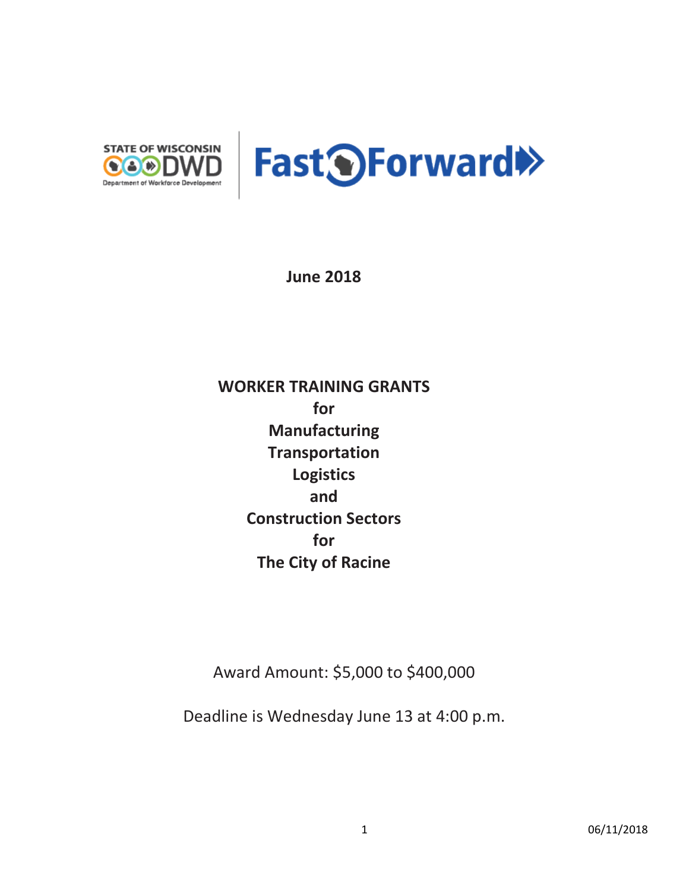STATE OF WISCONSIN DWD Department of Workforce Development | Fast Forward

**June 2018**

# WORKER TRAINING GRANTS for Manufacturing Transportation Logistics and Construction Sectors for The City of Racine

Award Amount: $5,000 to $400,000

Deadline is Wednesday June 13 at 4:00 p.m.

06/11/2018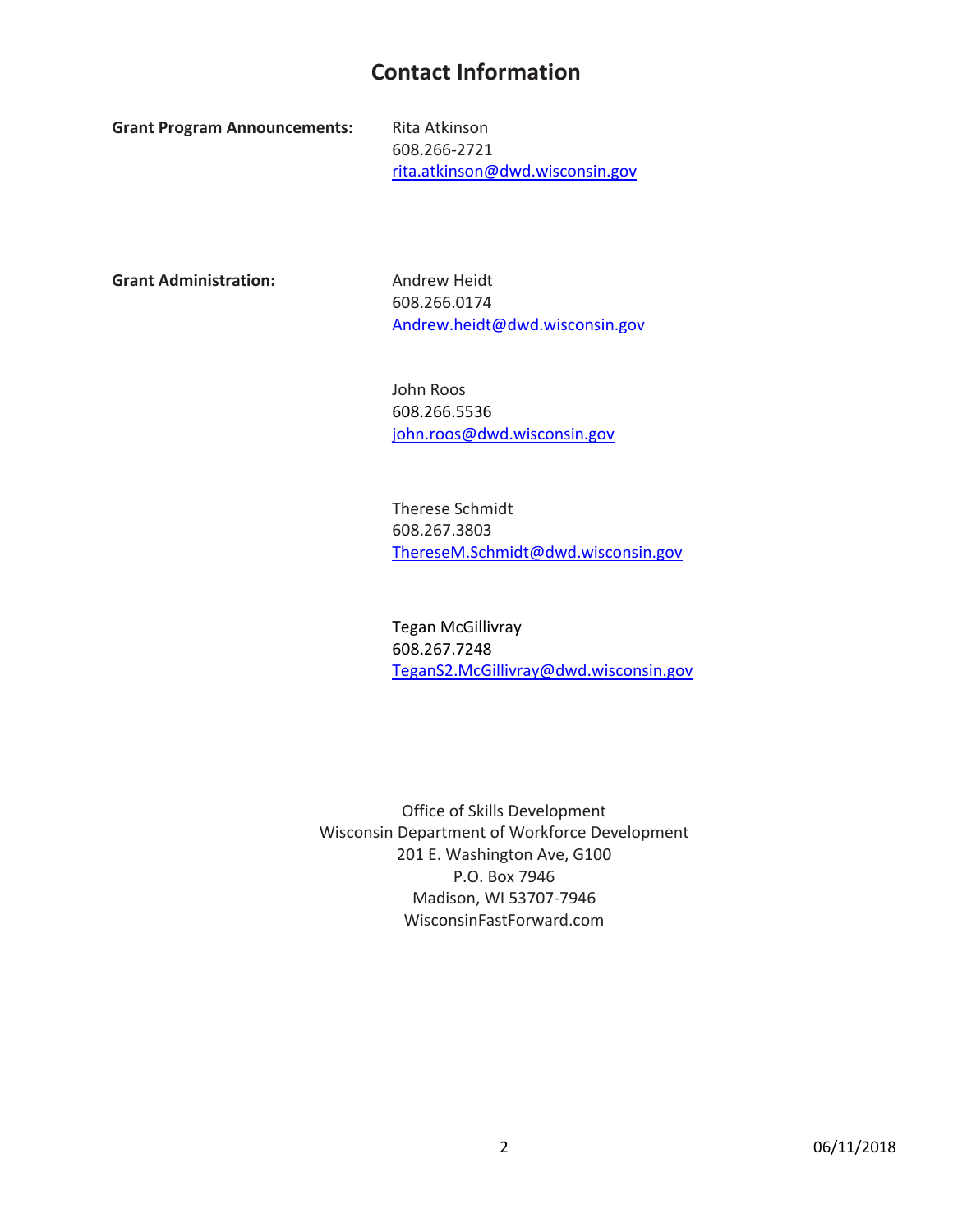## Contact Information

**Grant Program Announcements:**

Rita Atkinson
608.266-2721
rita.atkinson@dwd.wisconsin.gov

**Grant Administration:**

Andrew Heidt
608.266.0174
Andrew.heidt@dwd.wisconsin.gov

John Roos
608.266.5536
john.roos@dwd.wisconsin.gov

Therese Schmidt
608.267.3803
ThereseM.Schmidt@dwd.wisconsin.gov

Tegan McGillivray
608.267.7248
TeganS2.McGillivray@dwd.wisconsin.gov

Office of Skills Development
Wisconsin Department of Workforce Development
201 E. Washington Ave, G100
P.O. Box 7946
Madison, WI 53707-7946
WisconsinFastForward.com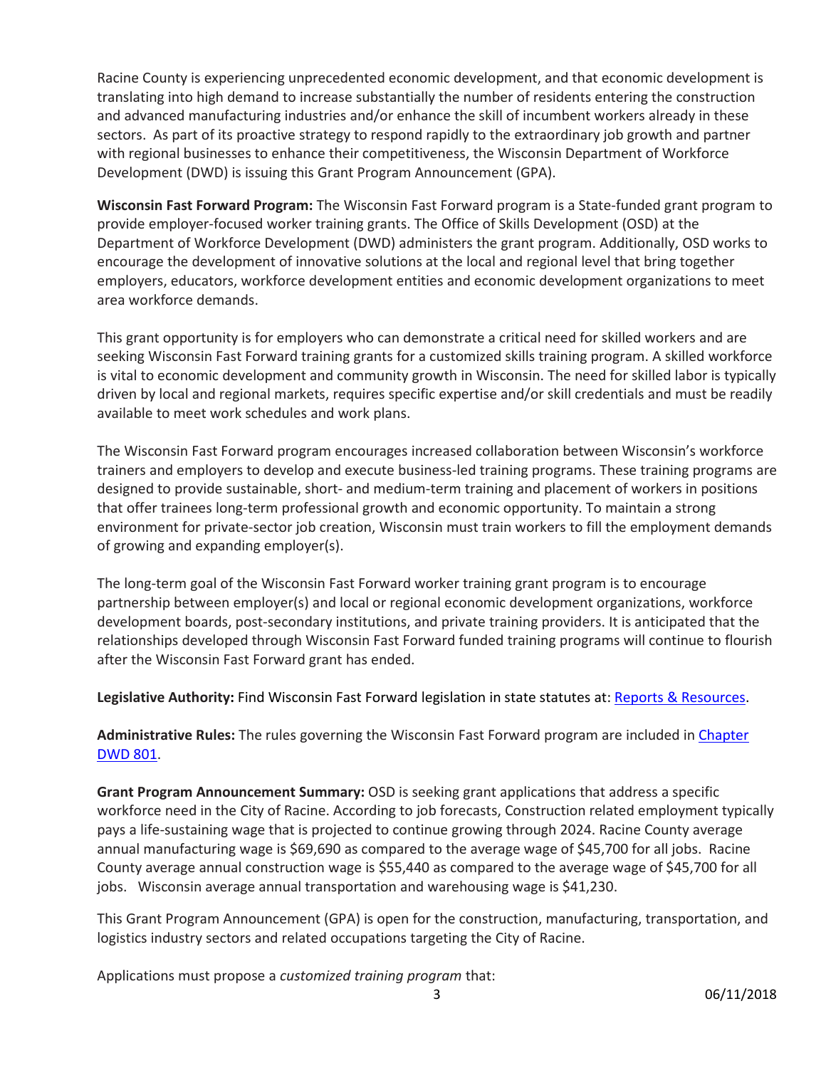Racine County is experiencing unprecedented economic development, and that economic development is translating into high demand to increase substantially the number of residents entering the construction and advanced manufacturing industries and/or enhance the skill of incumbent workers already in these sectors. As part of its proactive strategy to respond rapidly to the extraordinary job growth and partner with regional businesses to enhance their competitiveness, the Wisconsin Department of Workforce Development (DWD) is issuing this Grant Program Announcement (GPA).

**Wisconsin Fast Forward Program:** The Wisconsin Fast Forward program is a State-funded grant program to provide employer-focused worker training grants. The Office of Skills Development (OSD) at the Department of Workforce Development (DWD) administers the grant program. Additionally, OSD works to encourage the development of innovative solutions at the local and regional level that bring together employers, educators, workforce development entities and economic development organizations to meet area workforce demands.

This grant opportunity is for employers who can demonstrate a critical need for skilled workers and are seeking Wisconsin Fast Forward training grants for a customized skills training program. A skilled workforce is vital to economic development and community growth in Wisconsin. The need for skilled labor is typically driven by local and regional markets, requires specific expertise and/or skill credentials and must be readily available to meet work schedules and work plans.

The Wisconsin Fast Forward program encourages increased collaboration between Wisconsin's workforce trainers and employers to develop and execute business-led training programs. These training programs are designed to provide sustainable, short- and medium-term training and placement of workers in positions that offer trainees long-term professional growth and economic opportunity. To maintain a strong environment for private-sector job creation, Wisconsin must train workers to fill the employment demands of growing and expanding employer(s).

The long-term goal of the Wisconsin Fast Forward worker training grant program is to encourage partnership between employer(s) and local or regional economic development organizations, workforce development boards, post-secondary institutions, and private training providers. It is anticipated that the relationships developed through Wisconsin Fast Forward funded training programs will continue to flourish after the Wisconsin Fast Forward grant has ended.

**Legislative Authority:** Find Wisconsin Fast Forward legislation in state statutes at: Reports & Resources.

**Administrative Rules:** The rules governing the Wisconsin Fast Forward program are included in Chapter DWD 801.

**Grant Program Announcement Summary:** OSD is seeking grant applications that address a specific workforce need in the City of Racine. According to job forecasts, Construction related employment typically pays a life-sustaining wage that is projected to continue growing through 2024. Racine County average annual manufacturing wage is $69,690 as compared to the average wage of $45,700 for all jobs. Racine County average annual construction wage is $55,440 as compared to the average wage of $45,700 for all jobs. Wisconsin average annual transportation and warehousing wage is $41,230.

This Grant Program Announcement (GPA) is open for the construction, manufacturing, transportation, and logistics industry sectors and related occupations targeting the City of Racine.

Applications must propose a *customized training program* that: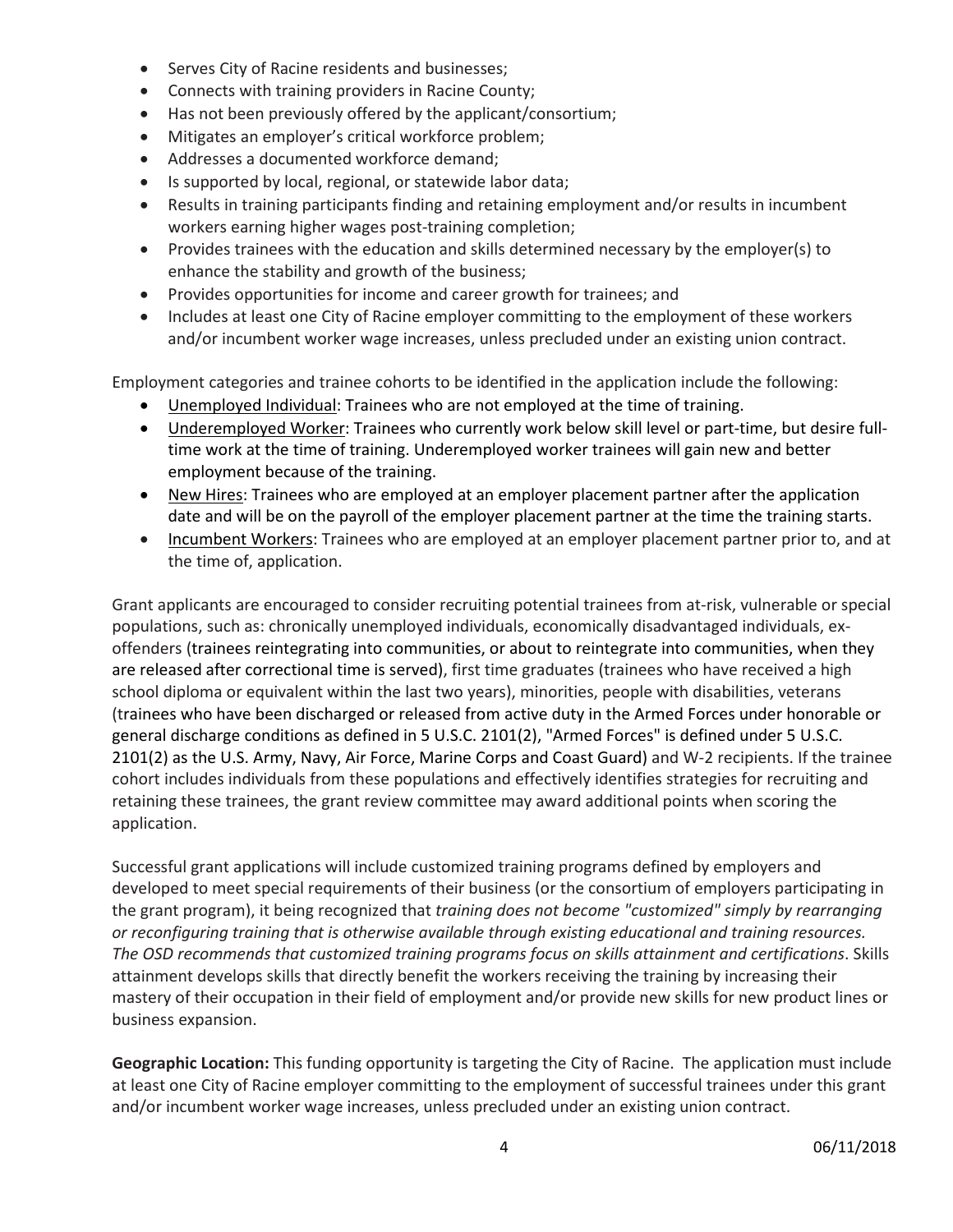- Serves City of Racine residents and businesses;
- Connects with training providers in Racine County;
- Has not been previously offered by the applicant/consortium;
- Mitigates an employer's critical workforce problem;
- Addresses a documented workforce demand;
- Is supported by local, regional, or statewide labor data;
- Results in training participants finding and retaining employment and/or results in incumbent workers earning higher wages post-training completion;
- Provides trainees with the education and skills determined necessary by the employer(s) to enhance the stability and growth of the business;
- Provides opportunities for income and career growth for trainees; and
- Includes at least one City of Racine employer committing to the employment of these workers and/or incumbent worker wage increases, unless precluded under an existing union contract.

Employment categories and trainee cohorts to be identified in the application include the following:

- Unemployed Individual: Trainees who are not employed at the time of training.
- Underemployed Worker: Trainees who currently work below skill level or part-time, but desire full-time work at the time of training. Underemployed worker trainees will gain new and better employment because of the training.
- New Hires: Trainees who are employed at an employer placement partner after the application date and will be on the payroll of the employer placement partner at the time the training starts.
- Incumbent Workers: Trainees who are employed at an employer placement partner prior to, and at the time of, application.

Grant applicants are encouraged to consider recruiting potential trainees from at-risk, vulnerable or special populations, such as: chronically unemployed individuals, economically disadvantaged individuals, ex-offenders (trainees reintegrating into communities, or about to reintegrate into communities, when they are released after correctional time is served), first time graduates (trainees who have received a high school diploma or equivalent within the last two years), minorities, people with disabilities, veterans (trainees who have been discharged or released from active duty in the Armed Forces under honorable or general discharge conditions as defined in 5 U.S.C. 2101(2), "Armed Forces" is defined under 5 U.S.C. 2101(2) as the U.S. Army, Navy, Air Force, Marine Corps and Coast Guard) and W-2 recipients. If the trainee cohort includes individuals from these populations and effectively identifies strategies for recruiting and retaining these trainees, the grant review committee may award additional points when scoring the application.

Successful grant applications will include customized training programs defined by employers and developed to meet special requirements of their business (or the consortium of employers participating in the grant program), it being recognized that *training does not become "customized" simply by rearranging or reconfiguring training that is otherwise available through existing educational and training resources. The OSD recommends that customized training programs focus on skills attainment and certifications*. Skills attainment develops skills that directly benefit the workers receiving the training by increasing their mastery of their occupation in their field of employment and/or provide new skills for new product lines or business expansion.

**Geographic Location:** This funding opportunity is targeting the City of Racine. The application must include at least one City of Racine employer committing to the employment of successful trainees under this grant and/or incumbent worker wage increases, unless precluded under an existing union contract.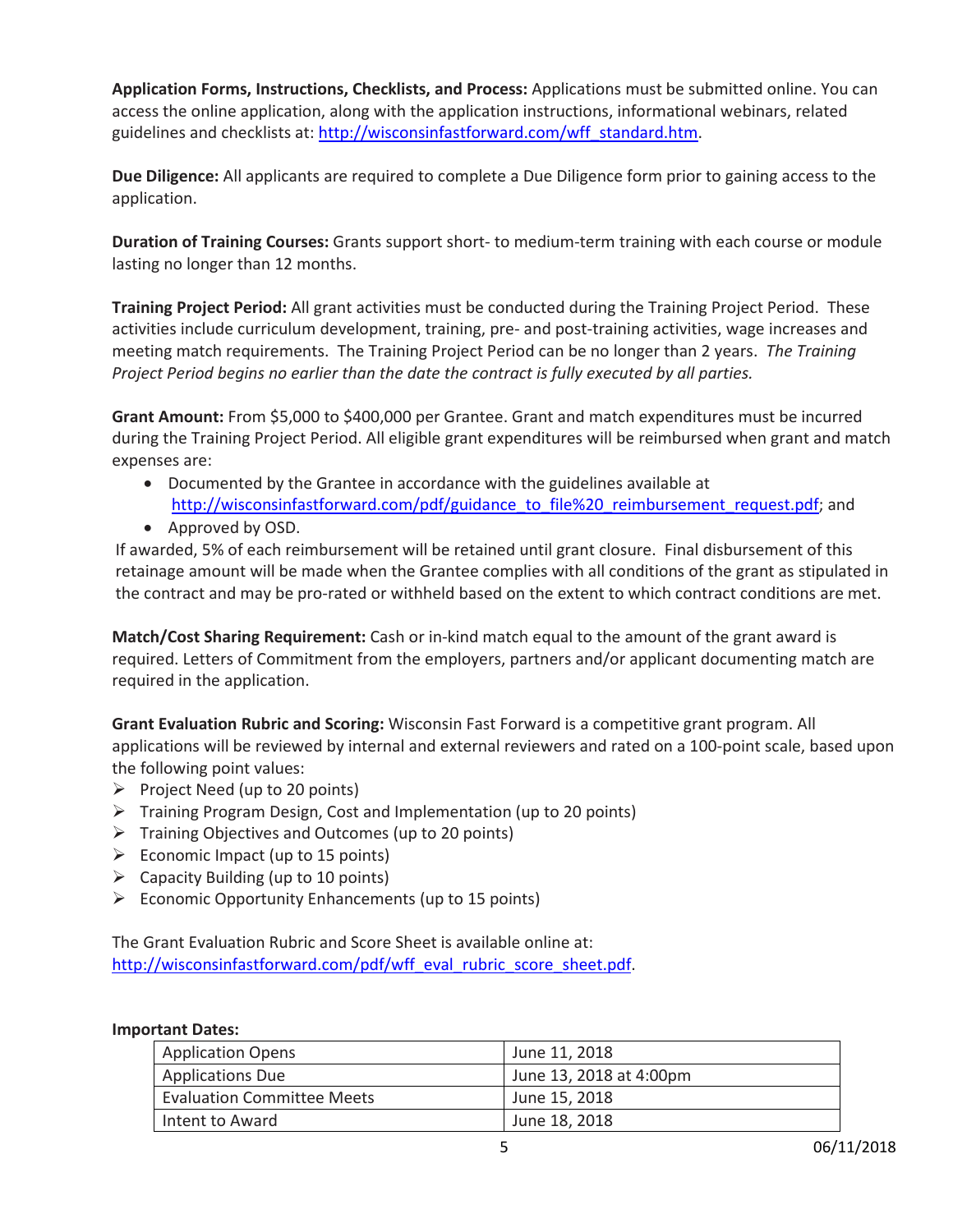**Application Forms, Instructions, Checklists, and Process:** Applications must be submitted online. You can access the online application, along with the application instructions, informational webinars, related guidelines and checklists at: [http://wisconsinfastforward.com/wff_standard.htm](http://wisconsinfastforward.com/wff_standard.htm).

**Due Diligence:** All applicants are required to complete a Due Diligence form prior to gaining access to the application.

**Duration of Training Courses:** Grants support short- to medium-term training with each course or module lasting no longer than 12 months.

**Training Project Period:** All grant activities must be conducted during the Training Project Period. These activities include curriculum development, training, pre- and post-training activities, wage increases and meeting match requirements. The Training Project Period can be no longer than 2 years. *The Training Project Period begins no earlier than the date the contract is fully executed by all parties.*

**Grant Amount:** From $5,000 to $400,000 per Grantee. Grant and match expenditures must be incurred during the Training Project Period. All eligible grant expenditures will be reimbursed when grant and match expenses are:

- Documented by the Grantee in accordance with the guidelines available at [http://wisconsinfastforward.com/pdf/guidance_to_file%20_reimbursement_request.pdf](http://wisconsinfastforward.com/pdf/guidance_to_file%20_reimbursement_request.pdf); and
- Approved by OSD.

If awarded, 5% of each reimbursement will be retained until grant closure. Final disbursement of this retainage amount will be made when the Grantee complies with all conditions of the grant as stipulated in the contract and may be pro-rated or withheld based on the extent to which contract conditions are met.

**Match/Cost Sharing Requirement:** Cash or in-kind match equal to the amount of the grant award is required. Letters of Commitment from the employers, partners and/or applicant documenting match are required in the application.

**Grant Evaluation Rubric and Scoring:** Wisconsin Fast Forward is a competitive grant program. All applications will be reviewed by internal and external reviewers and rated on a 100-point scale, based upon the following point values:

- Project Need (up to 20 points)
- Training Program Design, Cost and Implementation (up to 20 points)
- Training Objectives and Outcomes (up to 20 points)
- Economic Impact (up to 15 points)
- Capacity Building (up to 10 points)
- Economic Opportunity Enhancements (up to 15 points)

The Grant Evaluation Rubric and Score Sheet is available online at: [http://wisconsinfastforward.com/pdf/wff_eval_rubric_score_sheet.pdf](http://wisconsinfastforward.com/pdf/wff_eval_rubric_score_sheet.pdf).

**Important Dates:**

| | |
|---|---|
| Application Opens | June 11, 2018 |
| Applications Due | June 13, 2018 at 4:00pm |
| Evaluation Committee Meets | June 15, 2018 |
| Intent to Award | June 18, 2018 |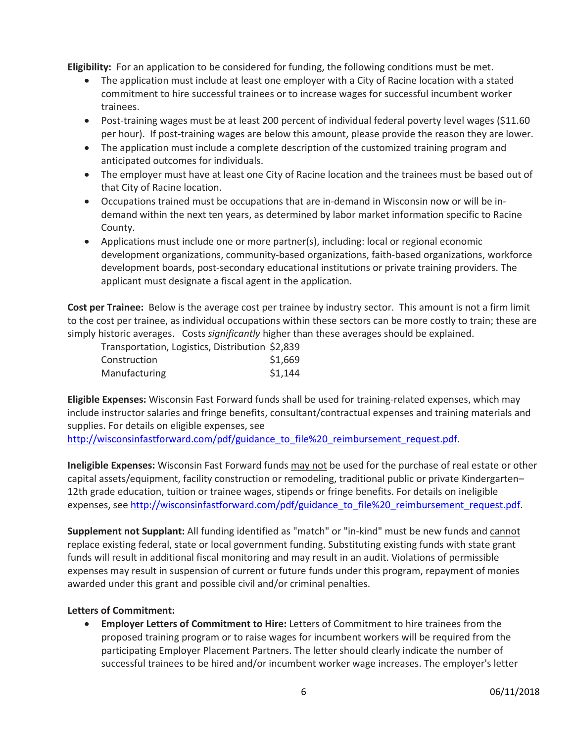**Eligibility:** For an application to be considered for funding, the following conditions must be met.

- The application must include at least one employer with a City of Racine location with a stated commitment to hire successful trainees or to increase wages for successful incumbent worker trainees.
- Post-training wages must be at least 200 percent of individual federal poverty level wages ($11.60 per hour). If post-training wages are below this amount, please provide the reason they are lower.
- The application must include a complete description of the customized training program and anticipated outcomes for individuals.
- The employer must have at least one City of Racine location and the trainees must be based out of that City of Racine location.
- Occupations trained must be occupations that are in-demand in Wisconsin now or will be in-demand within the next ten years, as determined by labor market information specific to Racine County.
- Applications must include one or more partner(s), including: local or regional economic development organizations, community-based organizations, faith-based organizations, workforce development boards, post-secondary educational institutions or private training providers. The applicant must designate a fiscal agent in the application.

**Cost per Trainee:** Below is the average cost per trainee by industry sector. This amount is not a firm limit to the cost per trainee, as individual occupations within these sectors can be more costly to train; these are simply historic averages. Costs *significantly* higher than these averages should be explained.

| | |
|---|---|
| Transportation, Logistics, Distribution | $2,839 |
| Construction | $1,669 |
| Manufacturing | $1,144 |

**Eligible Expenses:** Wisconsin Fast Forward funds shall be used for training-related expenses, which may include instructor salaries and fringe benefits, consultant/contractual expenses and training materials and supplies. For details on eligible expenses, see http://wisconsinfastforward.com/pdf/guidance_to_file%20_reimbursement_request.pdf.

**Ineligible Expenses:** Wisconsin Fast Forward funds may not be used for the purchase of real estate or other capital assets/equipment, facility construction or remodeling, traditional public or private Kindergarten–12th grade education, tuition or trainee wages, stipends or fringe benefits. For details on ineligible expenses, see http://wisconsinfastforward.com/pdf/guidance_to_file%20_reimbursement_request.pdf.

**Supplement not Supplant:** All funding identified as "match" or "in-kind" must be new funds and cannot replace existing federal, state or local government funding. Substituting existing funds with state grant funds will result in additional fiscal monitoring and may result in an audit. Violations of permissible expenses may result in suspension of current or future funds under this program, repayment of monies awarded under this grant and possible civil and/or criminal penalties.

**Letters of Commitment:**

- **Employer Letters of Commitment to Hire:** Letters of Commitment to hire trainees from the proposed training program or to raise wages for incumbent workers will be required from the participating Employer Placement Partners. The letter should clearly indicate the number of successful trainees to be hired and/or incumbent worker wage increases. The employer's letter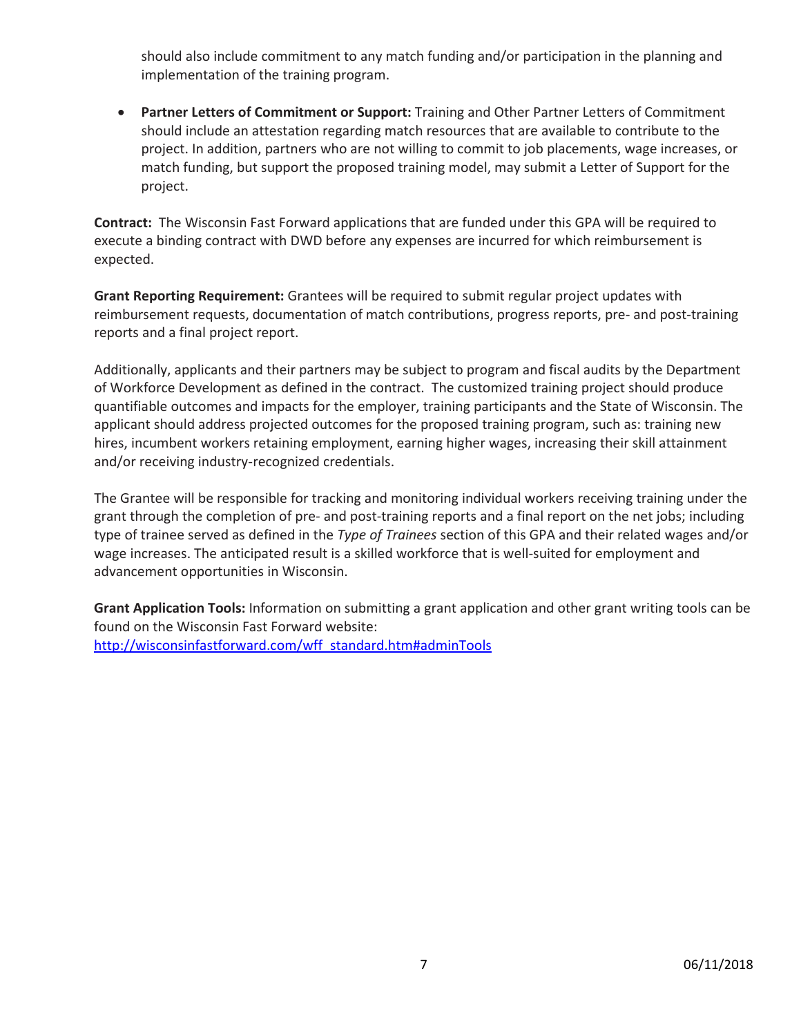should also include commitment to any match funding and/or participation in the planning and implementation of the training program.

- **Partner Letters of Commitment or Support:** Training and Other Partner Letters of Commitment should include an attestation regarding match resources that are available to contribute to the project. In addition, partners who are not willing to commit to job placements, wage increases, or match funding, but support the proposed training model, may submit a Letter of Support for the project.

**Contract:** The Wisconsin Fast Forward applications that are funded under this GPA will be required to execute a binding contract with DWD before any expenses are incurred for which reimbursement is expected.

**Grant Reporting Requirement:** Grantees will be required to submit regular project updates with reimbursement requests, documentation of match contributions, progress reports, pre- and post-training reports and a final project report.

Additionally, applicants and their partners may be subject to program and fiscal audits by the Department of Workforce Development as defined in the contract. The customized training project should produce quantifiable outcomes and impacts for the employer, training participants and the State of Wisconsin. The applicant should address projected outcomes for the proposed training program, such as: training new hires, incumbent workers retaining employment, earning higher wages, increasing their skill attainment and/or receiving industry-recognized credentials.

The Grantee will be responsible for tracking and monitoring individual workers receiving training under the grant through the completion of pre- and post-training reports and a final report on the net jobs; including type of trainee served as defined in the *Type of Trainees* section of this GPA and their related wages and/or wage increases. The anticipated result is a skilled workforce that is well-suited for employment and advancement opportunities in Wisconsin.

**Grant Application Tools:** Information on submitting a grant application and other grant writing tools can be found on the Wisconsin Fast Forward website: [http://wisconsinfastforward.com/wff_standard.htm#adminTools](http://wisconsinfastforward.com/wff_standard.htm#adminTools)